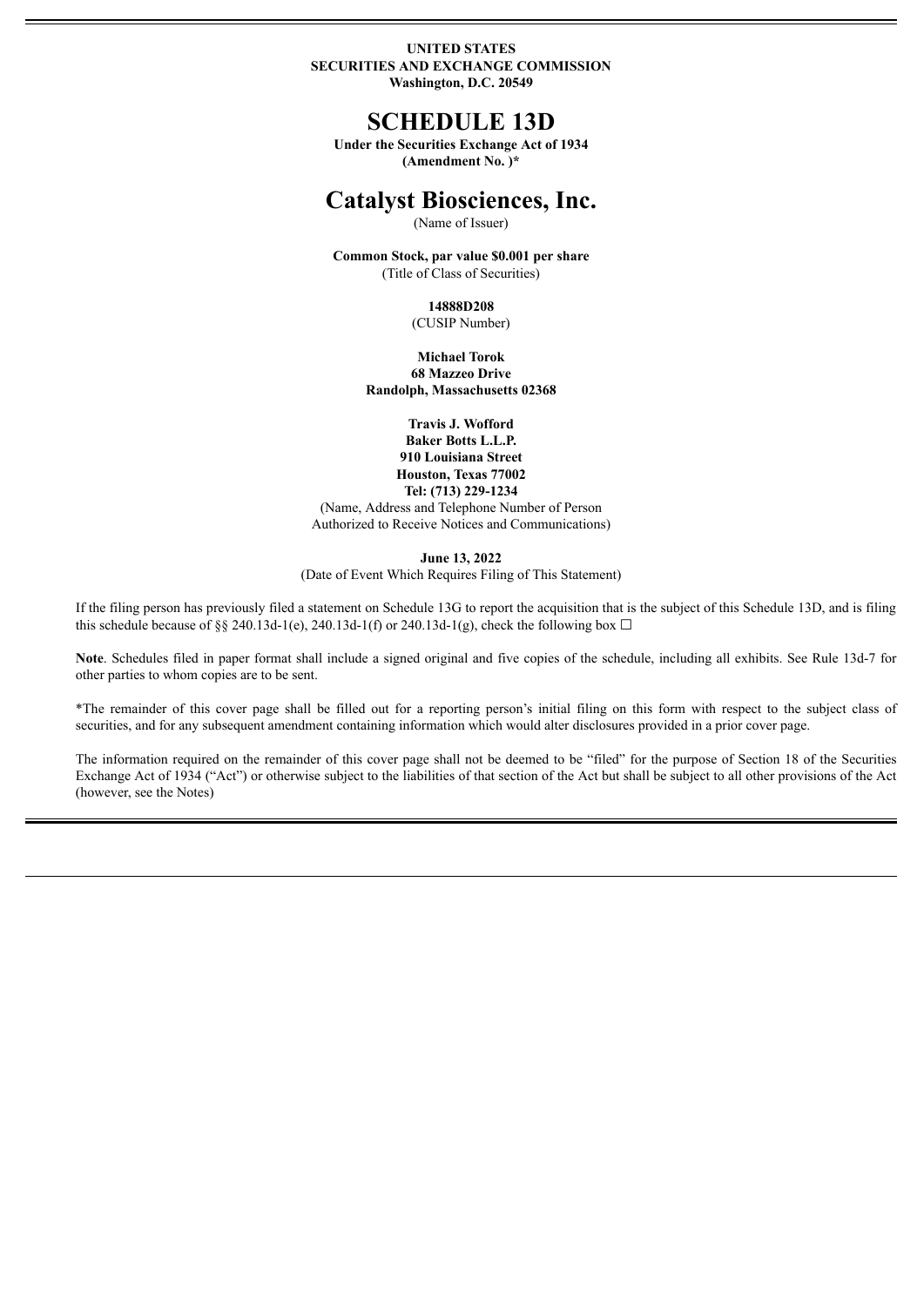**UNITED STATES**
**SECURITIES AND EXCHANGE COMMISSION**
**Washington, D.C. 20549**

# SCHEDULE 13D

**Under the Securities Exchange Act of 1934**
**(Amendment No. )***

# Catalyst Biosciences, Inc.

(Name of Issuer)

**Common Stock, par value $0.001 per share**
(Title of Class of Securities)

**14888D208**
(CUSIP Number)

**Michael Torok**
**68 Mazzeo Drive**
**Randolph, Massachusetts 02368**

**Travis J. Wofford**
**Baker Botts L.L.P.**
**910 Louisiana Street**
**Houston, Texas 77002**
**Tel: (713) 229-1234**
(Name, Address and Telephone Number of Person Authorized to Receive Notices and Communications)

**June 13, 2022**
(Date of Event Which Requires Filing of This Statement)

If the filing person has previously filed a statement on Schedule 13G to report the acquisition that is the subject of this Schedule 13D, and is filing this schedule because of §§ 240.13d-1(e), 240.13d-1(f) or 240.13d-1(g), check the following box ☐

**Note**. Schedules filed in paper format shall include a signed original and five copies of the schedule, including all exhibits. See Rule 13d-7 for other parties to whom copies are to be sent.

*The remainder of this cover page shall be filled out for a reporting person's initial filing on this form with respect to the subject class of securities, and for any subsequent amendment containing information which would alter disclosures provided in a prior cover page.

The information required on the remainder of this cover page shall not be deemed to be "filed" for the purpose of Section 18 of the Securities Exchange Act of 1934 ("Act") or otherwise subject to the liabilities of that section of the Act but shall be subject to all other provisions of the Act (however, see the Notes)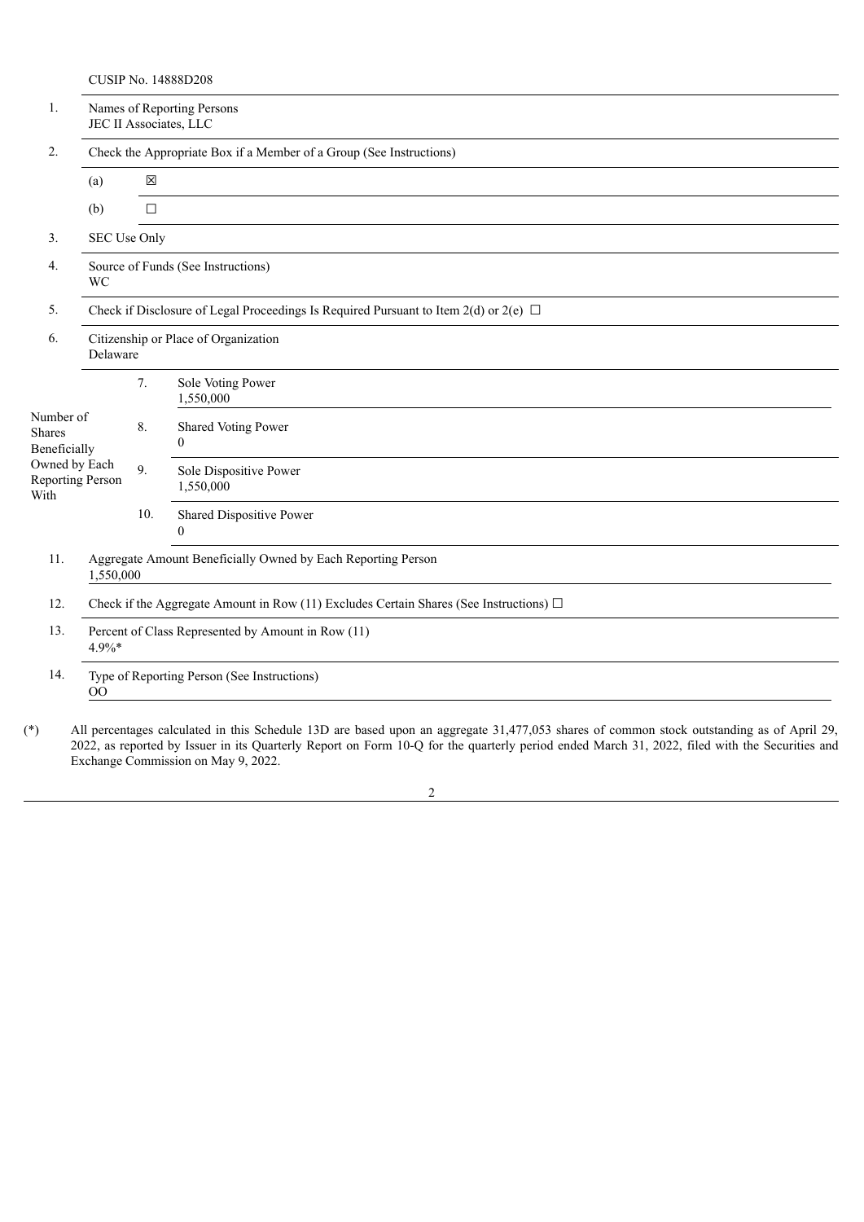CUSIP No. 14888D208

| | | | |
|---|---|---|---|
| 1. | Names of Reporting Persons<br>JEC II Associates, LLC | | |
| 2. | Check the Appropriate Box if a Member of a Group (See Instructions) | | |
| | (a) ☒ | | |
| | (b) ☐ | | |
| 3. | SEC Use Only | | |
| 4. | Source of Funds (See Instructions)<br>WC | | |
| 5. | Check if Disclosure of Legal Proceedings Is Required Pursuant to Item 2(d) or 2(e) ☐ | | |
| 6. | Citizenship or Place of Organization<br>Delaware | | |
| Number of Shares Beneficially Owned by Each Reporting Person With | 7. | Sole Voting Power<br>1,550,000 | |
| | 8. | Shared Voting Power<br>0 | |
| | 9. | Sole Dispositive Power<br>1,550,000 | |
| | 10. | Shared Dispositive Power<br>0 | |
| 11. | Aggregate Amount Beneficially Owned by Each Reporting Person<br>1,550,000 | | |
| 12. | Check if the Aggregate Amount in Row (11) Excludes Certain Shares (See Instructions) ☐ | | |
| 13. | Percent of Class Represented by Amount in Row (11)<br>4.9%* | | |
| 14. | Type of Reporting Person (See Instructions)<br>OO | | |

(*) All percentages calculated in this Schedule 13D are based upon an aggregate 31,477,053 shares of common stock outstanding as of April 29, 2022, as reported by Issuer in its Quarterly Report on Form 10-Q for the quarterly period ended March 31, 2022, filed with the Securities and Exchange Commission on May 9, 2022.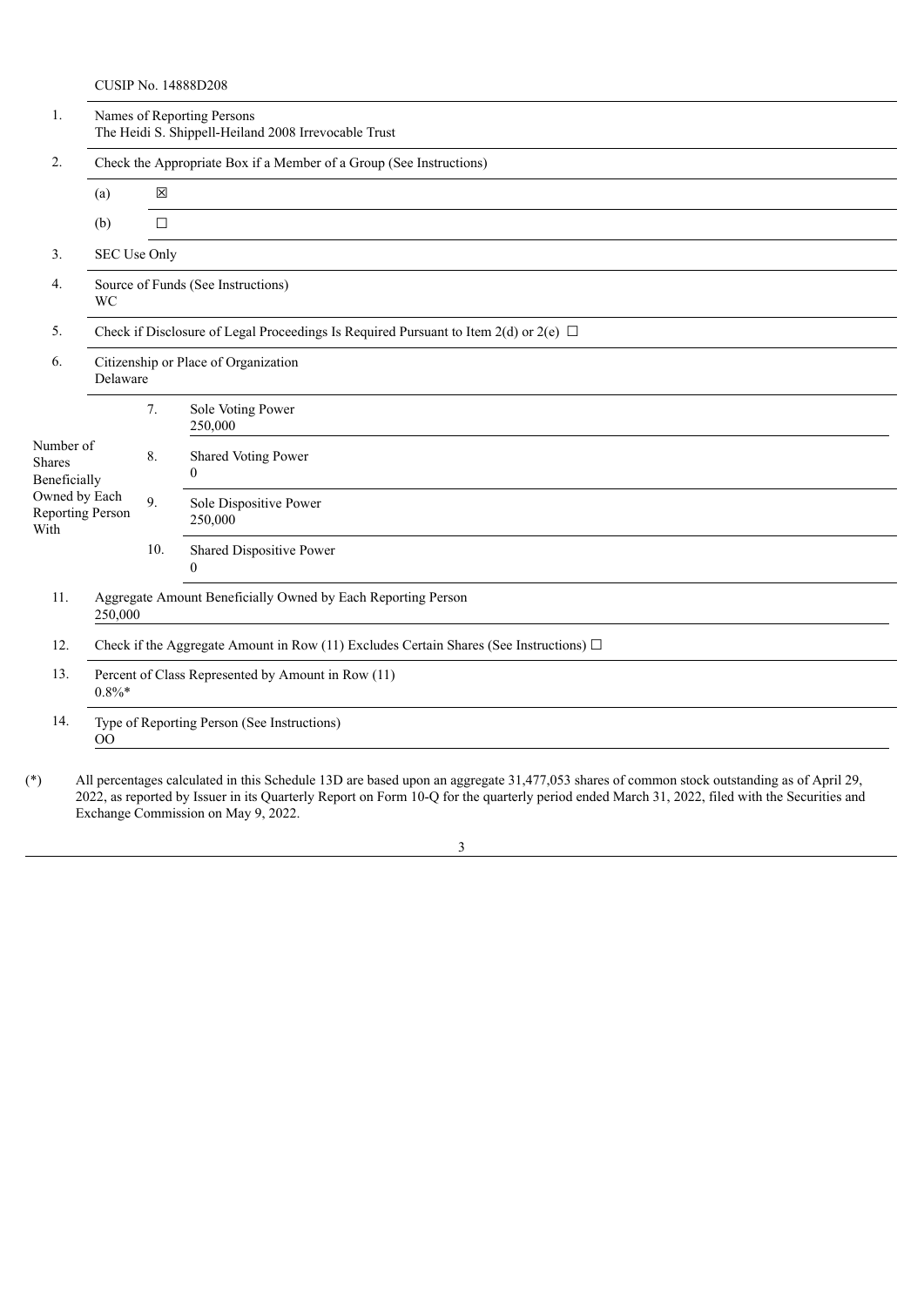CUSIP No. 14888D208

| | | | |
|---|---|---|---|
| 1. | Names of Reporting Persons<br>The Heidi S. Shippell-Heiland 2008 Irrevocable Trust | | |
| 2. | Check the Appropriate Box if a Member of a Group (See Instructions) | | |
| | (a) ☒ | | |
| | (b) ☐ | | |
| 3. | SEC Use Only | | |
| 4. | Source of Funds (See Instructions)<br>WC | | |
| 5. | Check if Disclosure of Legal Proceedings Is Required Pursuant to Item 2(d) or 2(e) ☐ | | |
| 6. | Citizenship or Place of Organization<br>Delaware | | |
| Number of Shares Beneficially Owned by Each Reporting Person With | 7. | Sole Voting Power<br>250,000 | |
| | 8. | Shared Voting Power<br>0 | |
| | 9. | Sole Dispositive Power<br>250,000 | |
| | 10. | Shared Dispositive Power<br>0 | |
| 11. | Aggregate Amount Beneficially Owned by Each Reporting Person<br>250,000 | | |
| 12. | Check if the Aggregate Amount in Row (11) Excludes Certain Shares (See Instructions) ☐ | | |
| 13. | Percent of Class Represented by Amount in Row (11)<br>0.8%* | | |
| 14. | Type of Reporting Person (See Instructions)<br>OO | | |

(*) All percentages calculated in this Schedule 13D are based upon an aggregate 31,477,053 shares of common stock outstanding as of April 29, 2022, as reported by Issuer in its Quarterly Report on Form 10-Q for the quarterly period ended March 31, 2022, filed with the Securities and Exchange Commission on May 9, 2022.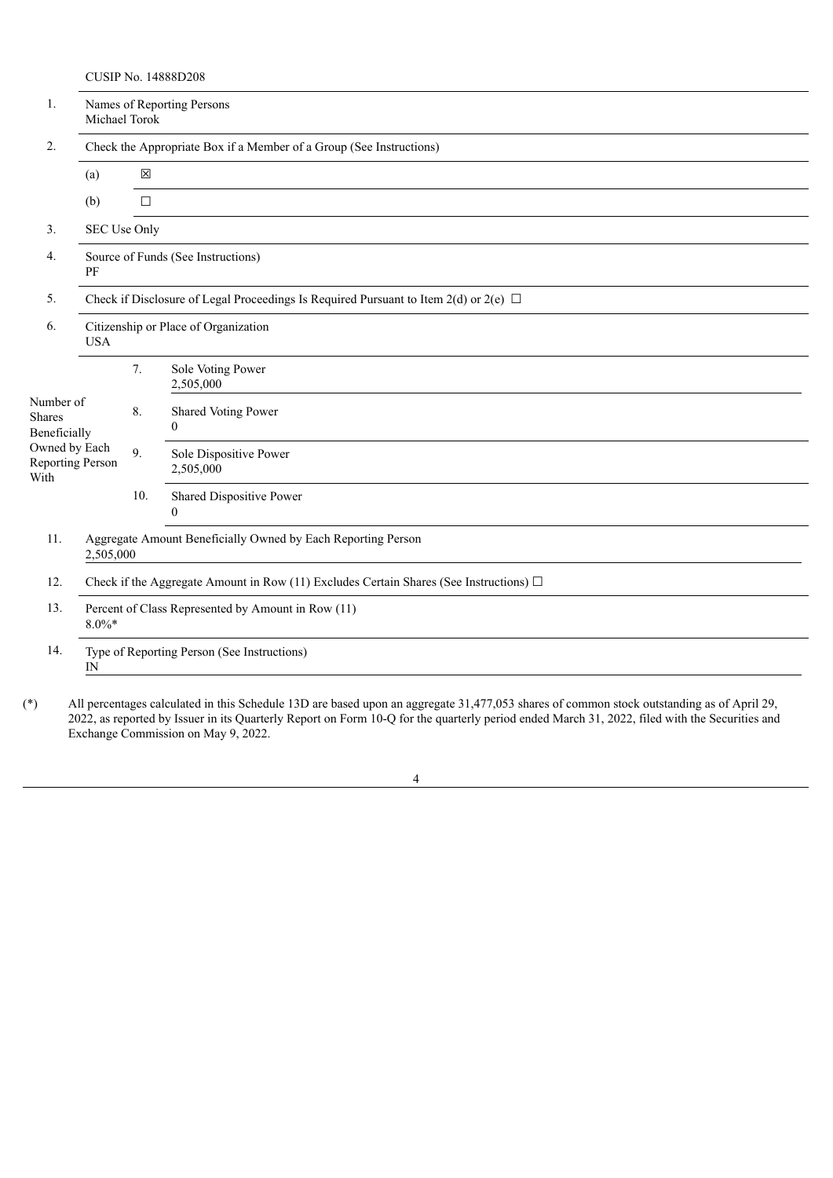CUSIP No. 14888D208

| | | | |
|---|---|---|---|
| 1. | Names of Reporting Persons<br>Michael Torok | | |
| 2. | Check the Appropriate Box if a Member of a Group (See Instructions) | | |
| | (a) | ☒ | |
| | (b) | ☐ | |
| 3. | SEC Use Only | | |
| 4. | Source of Funds (See Instructions)<br>PF | | |
| 5. | Check if Disclosure of Legal Proceedings Is Required Pursuant to Item 2(d) or 2(e) ☐ | | |
| 6. | Citizenship or Place of Organization<br>USA | | |
| Number of Shares Beneficially Owned by Each Reporting Person With | 7. | Sole Voting Power<br>2,505,000 | |
| | 8. | Shared Voting Power<br>0 | |
| | 9. | Sole Dispositive Power<br>2,505,000 | |
| | 10. | Shared Dispositive Power<br>0 | |
| 11. | Aggregate Amount Beneficially Owned by Each Reporting Person<br>2,505,000 | | |
| 12. | Check if the Aggregate Amount in Row (11) Excludes Certain Shares (See Instructions) ☐ | | |
| 13. | Percent of Class Represented by Amount in Row (11)<br>8.0%* | | |
| 14. | Type of Reporting Person (See Instructions)<br>IN | | |

(*) All percentages calculated in this Schedule 13D are based upon an aggregate 31,477,053 shares of common stock outstanding as of April 29, 2022, as reported by Issuer in its Quarterly Report on Form 10-Q for the quarterly period ended March 31, 2022, filed with the Securities and Exchange Commission on May 9, 2022.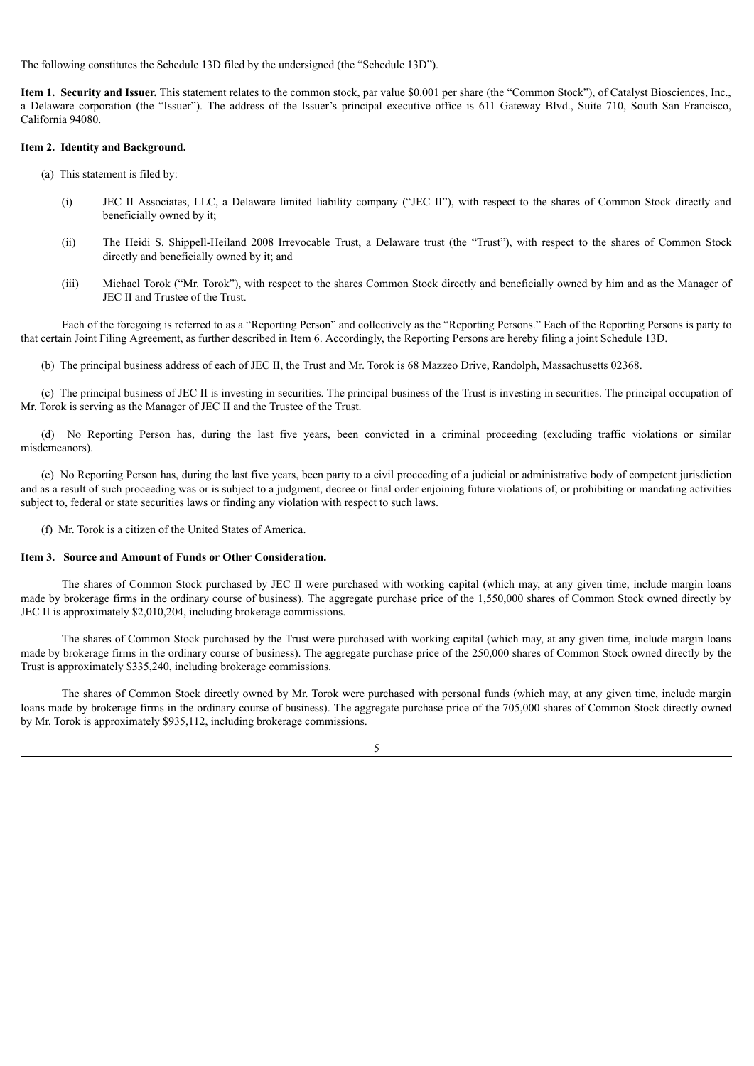The following constitutes the Schedule 13D filed by the undersigned (the "Schedule 13D").

**Item 1. Security and Issuer.** This statement relates to the common stock, par value $0.001 per share (the "Common Stock"), of Catalyst Biosciences, Inc., a Delaware corporation (the "Issuer"). The address of the Issuer's principal executive office is 611 Gateway Blvd., Suite 710, South San Francisco, California 94080.

**Item 2. Identity and Background.**

(a) This statement is filed by:

(i) JEC II Associates, LLC, a Delaware limited liability company ("JEC II"), with respect to the shares of Common Stock directly and beneficially owned by it;

(ii) The Heidi S. Shippell-Heiland 2008 Irrevocable Trust, a Delaware trust (the "Trust"), with respect to the shares of Common Stock directly and beneficially owned by it; and

(iii) Michael Torok ("Mr. Torok"), with respect to the shares Common Stock directly and beneficially owned by him and as the Manager of JEC II and Trustee of the Trust.

Each of the foregoing is referred to as a "Reporting Person" and collectively as the "Reporting Persons." Each of the Reporting Persons is party to that certain Joint Filing Agreement, as further described in Item 6. Accordingly, the Reporting Persons are hereby filing a joint Schedule 13D.

(b) The principal business address of each of JEC II, the Trust and Mr. Torok is 68 Mazzeo Drive, Randolph, Massachusetts 02368.

(c) The principal business of JEC II is investing in securities. The principal business of the Trust is investing in securities. The principal occupation of Mr. Torok is serving as the Manager of JEC II and the Trustee of the Trust.

(d) No Reporting Person has, during the last five years, been convicted in a criminal proceeding (excluding traffic violations or similar misdemeanors).

(e) No Reporting Person has, during the last five years, been party to a civil proceeding of a judicial or administrative body of competent jurisdiction and as a result of such proceeding was or is subject to a judgment, decree or final order enjoining future violations of, or prohibiting or mandating activities subject to, federal or state securities laws or finding any violation with respect to such laws.

(f) Mr. Torok is a citizen of the United States of America.

**Item 3. Source and Amount of Funds or Other Consideration.**

The shares of Common Stock purchased by JEC II were purchased with working capital (which may, at any given time, include margin loans made by brokerage firms in the ordinary course of business). The aggregate purchase price of the 1,550,000 shares of Common Stock owned directly by JEC II is approximately $2,010,204, including brokerage commissions.

The shares of Common Stock purchased by the Trust were purchased with working capital (which may, at any given time, include margin loans made by brokerage firms in the ordinary course of business). The aggregate purchase price of the 250,000 shares of Common Stock owned directly by the Trust is approximately $335,240, including brokerage commissions.

The shares of Common Stock directly owned by Mr. Torok were purchased with personal funds (which may, at any given time, include margin loans made by brokerage firms in the ordinary course of business). The aggregate purchase price of the 705,000 shares of Common Stock directly owned by Mr. Torok is approximately $935,112, including brokerage commissions.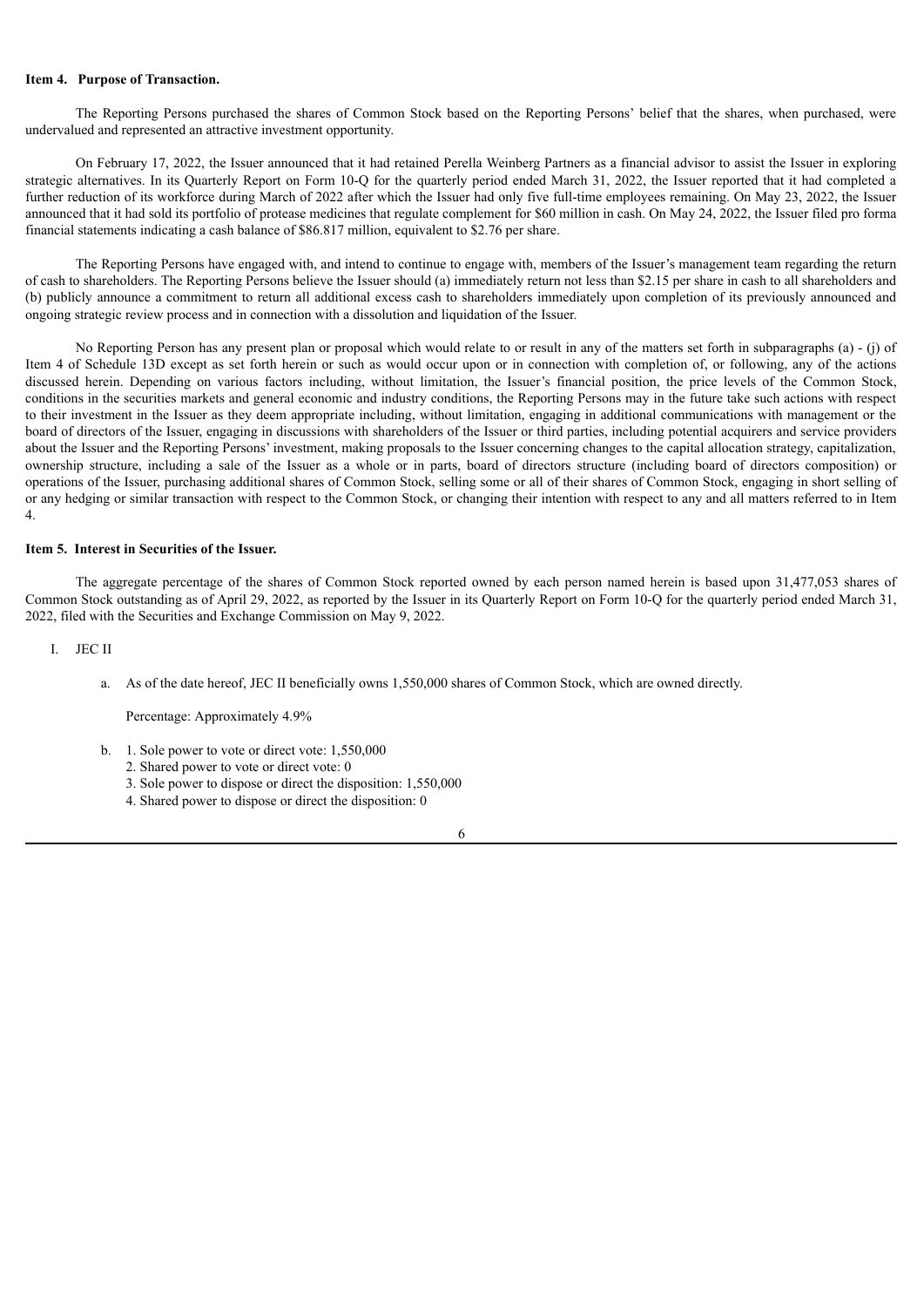**Item 4. Purpose of Transaction.**

The Reporting Persons purchased the shares of Common Stock based on the Reporting Persons' belief that the shares, when purchased, were undervalued and represented an attractive investment opportunity.

On February 17, 2022, the Issuer announced that it had retained Perella Weinberg Partners as a financial advisor to assist the Issuer in exploring strategic alternatives. In its Quarterly Report on Form 10-Q for the quarterly period ended March 31, 2022, the Issuer reported that it had completed a further reduction of its workforce during March of 2022 after which the Issuer had only five full-time employees remaining. On May 23, 2022, the Issuer announced that it had sold its portfolio of protease medicines that regulate complement for $60 million in cash. On May 24, 2022, the Issuer filed pro forma financial statements indicating a cash balance of $86.817 million, equivalent to $2.76 per share.

The Reporting Persons have engaged with, and intend to continue to engage with, members of the Issuer's management team regarding the return of cash to shareholders. The Reporting Persons believe the Issuer should (a) immediately return not less than $2.15 per share in cash to all shareholders and (b) publicly announce a commitment to return all additional excess cash to shareholders immediately upon completion of its previously announced and ongoing strategic review process and in connection with a dissolution and liquidation of the Issuer.

No Reporting Person has any present plan or proposal which would relate to or result in any of the matters set forth in subparagraphs (a) - (j) of Item 4 of Schedule 13D except as set forth herein or such as would occur upon or in connection with completion of, or following, any of the actions discussed herein. Depending on various factors including, without limitation, the Issuer's financial position, the price levels of the Common Stock, conditions in the securities markets and general economic and industry conditions, the Reporting Persons may in the future take such actions with respect to their investment in the Issuer as they deem appropriate including, without limitation, engaging in additional communications with management or the board of directors of the Issuer, engaging in discussions with shareholders of the Issuer or third parties, including potential acquirers and service providers about the Issuer and the Reporting Persons' investment, making proposals to the Issuer concerning changes to the capital allocation strategy, capitalization, ownership structure, including a sale of the Issuer as a whole or in parts, board of directors structure (including board of directors composition) or operations of the Issuer, purchasing additional shares of Common Stock, selling some or all of their shares of Common Stock, engaging in short selling of or any hedging or similar transaction with respect to the Common Stock, or changing their intention with respect to any and all matters referred to in Item 4.

**Item 5. Interest in Securities of the Issuer.**

The aggregate percentage of the shares of Common Stock reported owned by each person named herein is based upon 31,477,053 shares of Common Stock outstanding as of April 29, 2022, as reported by the Issuer in its Quarterly Report on Form 10-Q for the quarterly period ended March 31, 2022, filed with the Securities and Exchange Commission on May 9, 2022.

I. JEC II

a. As of the date hereof, JEC II beneficially owns 1,550,000 shares of Common Stock, which are owned directly.

   Percentage: Approximately 4.9%

b. 1. Sole power to vote or direct vote: 1,550,000
   2. Shared power to vote or direct vote: 0
   3. Sole power to dispose or direct the disposition: 1,550,000
   4. Shared power to dispose or direct the disposition: 0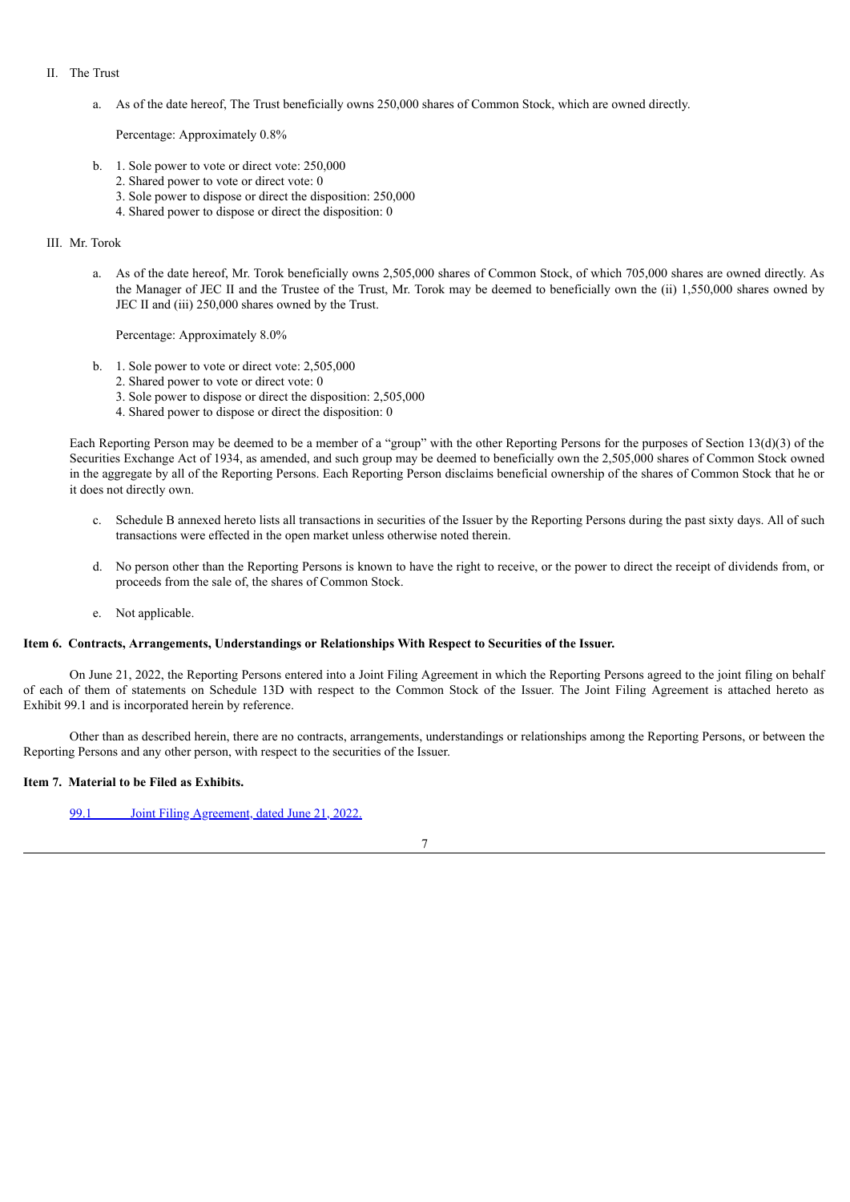II. The Trust

a. As of the date hereof, The Trust beneficially owns 250,000 shares of Common Stock, which are owned directly.

   Percentage: Approximately 0.8%

b. 1. Sole power to vote or direct vote: 250,000
   2. Shared power to vote or direct vote: 0
   3. Sole power to dispose or direct the disposition: 250,000
   4. Shared power to dispose or direct the disposition: 0

III. Mr. Torok

a. As of the date hereof, Mr. Torok beneficially owns 2,505,000 shares of Common Stock, of which 705,000 shares are owned directly. As the Manager of JEC II and the Trustee of the Trust, Mr. Torok may be deemed to beneficially own the (ii) 1,550,000 shares owned by JEC II and (iii) 250,000 shares owned by the Trust.

   Percentage: Approximately 8.0%

b. 1. Sole power to vote or direct vote: 2,505,000
   2. Shared power to vote or direct vote: 0
   3. Sole power to dispose or direct the disposition: 2,505,000
   4. Shared power to dispose or direct the disposition: 0

Each Reporting Person may be deemed to be a member of a "group" with the other Reporting Persons for the purposes of Section 13(d)(3) of the Securities Exchange Act of 1934, as amended, and such group may be deemed to beneficially own the 2,505,000 shares of Common Stock owned in the aggregate by all of the Reporting Persons. Each Reporting Person disclaims beneficial ownership of the shares of Common Stock that he or it does not directly own.

c. Schedule B annexed hereto lists all transactions in securities of the Issuer by the Reporting Persons during the past sixty days. All of such transactions were effected in the open market unless otherwise noted therein.

d. No person other than the Reporting Persons is known to have the right to receive, or the power to direct the receipt of dividends from, or proceeds from the sale of, the shares of Common Stock.

e. Not applicable.

**Item 6. Contracts, Arrangements, Understandings or Relationships With Respect to Securities of the Issuer.**

On June 21, 2022, the Reporting Persons entered into a Joint Filing Agreement in which the Reporting Persons agreed to the joint filing on behalf of each of them of statements on Schedule 13D with respect to the Common Stock of the Issuer. The Joint Filing Agreement is attached hereto as Exhibit 99.1 and is incorporated herein by reference.

Other than as described herein, there are no contracts, arrangements, understandings or relationships among the Reporting Persons, or between the Reporting Persons and any other person, with respect to the securities of the Issuer.

**Item 7. Material to be Filed as Exhibits.**

99.1 Joint Filing Agreement, dated June 21, 2022.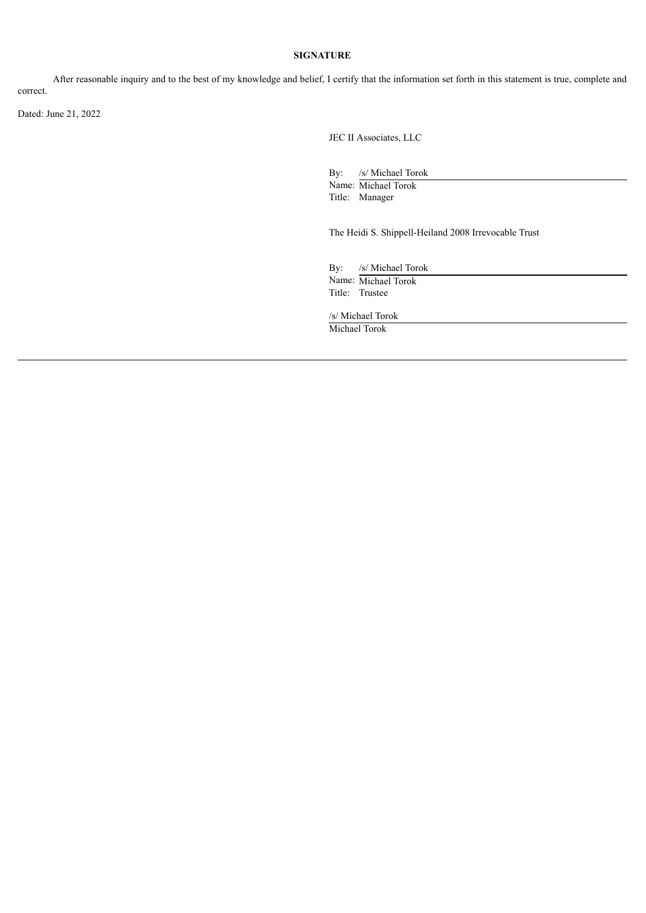**SIGNATURE**

After reasonable inquiry and to the best of my knowledge and belief, I certify that the information set forth in this statement is true, complete and correct.

Dated: June 21, 2022

JEC II Associates, LLC

By: /s/ Michael Torok
Name: Michael Torok
Title: Manager

The Heidi S. Shippell-Heiland 2008 Irrevocable Trust

By: /s/ Michael Torok
Name: Michael Torok
Title: Trustee

/s/ Michael Torok
Michael Torok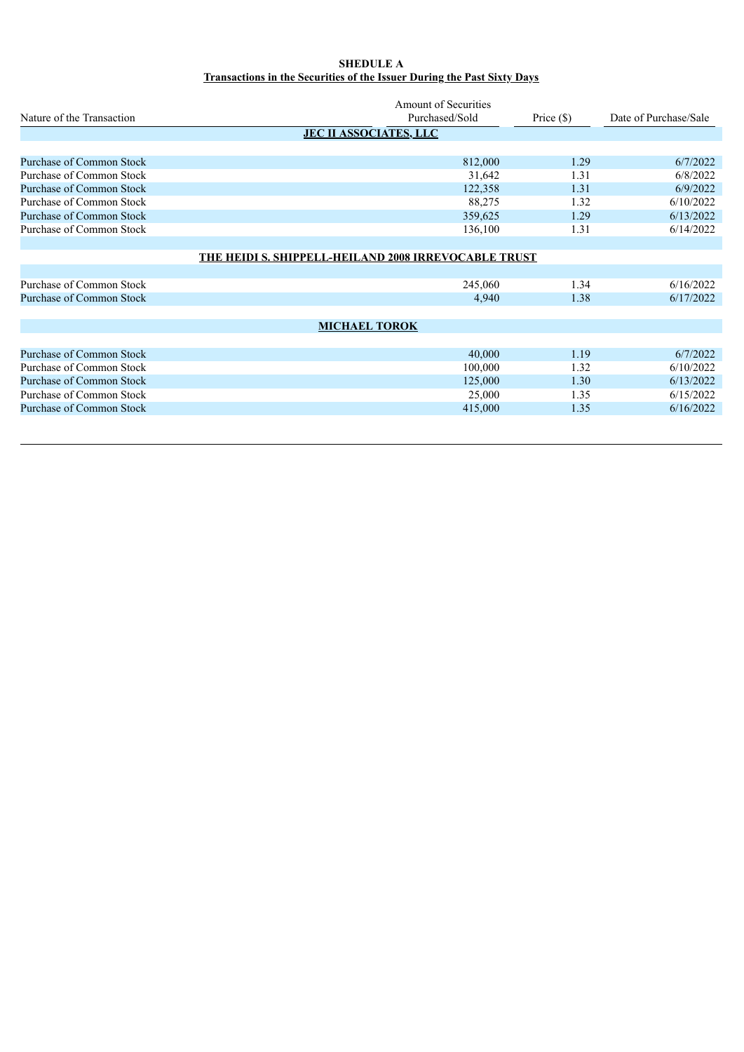**SHEDULE A**
**Transactions in the Securities of the Issuer During the Past Sixty Days**

| Nature of the Transaction | Amount of Securities Purchased/Sold | Price ($) | Date of Purchase/Sale |
|---|---|---|---|
| **JEC II ASSOCIATES, LLC** | | | |
| Purchase of Common Stock | 812,000 | 1.29 | 6/7/2022 |
| Purchase of Common Stock | 31,642 | 1.31 | 6/8/2022 |
| Purchase of Common Stock | 122,358 | 1.31 | 6/9/2022 |
| Purchase of Common Stock | 88,275 | 1.32 | 6/10/2022 |
| Purchase of Common Stock | 359,625 | 1.29 | 6/13/2022 |
| Purchase of Common Stock | 136,100 | 1.31 | 6/14/2022 |
| **THE HEIDI S. SHIPPELL-HEILAND 2008 IRREVOCABLE TRUST** | | | |
| Purchase of Common Stock | 245,060 | 1.34 | 6/16/2022 |
| Purchase of Common Stock | 4,940 | 1.38 | 6/17/2022 |
| **MICHAEL TOROK** | | | |
| Purchase of Common Stock | 40,000 | 1.19 | 6/7/2022 |
| Purchase of Common Stock | 100,000 | 1.32 | 6/10/2022 |
| Purchase of Common Stock | 125,000 | 1.30 | 6/13/2022 |
| Purchase of Common Stock | 25,000 | 1.35 | 6/15/2022 |
| Purchase of Common Stock | 415,000 | 1.35 | 6/16/2022 |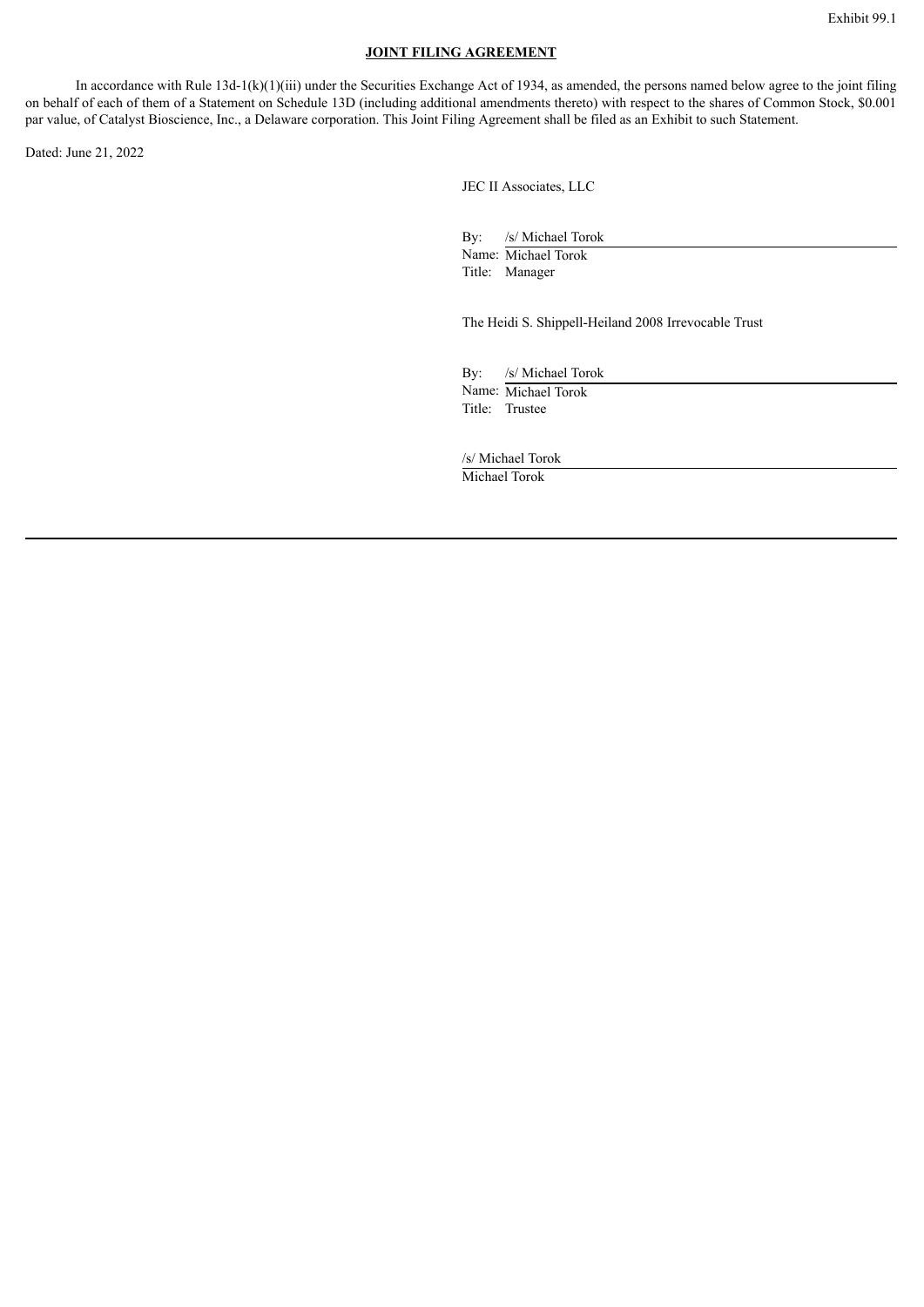Exhibit 99.1

**JOINT FILING AGREEMENT**

In accordance with Rule 13d-1(k)(1)(iii) under the Securities Exchange Act of 1934, as amended, the persons named below agree to the joint filing on behalf of each of them of a Statement on Schedule 13D (including additional amendments thereto) with respect to the shares of Common Stock, $0.001 par value, of Catalyst Bioscience, Inc., a Delaware corporation. This Joint Filing Agreement shall be filed as an Exhibit to such Statement.

Dated: June 21, 2022

JEC II Associates, LLC

By: /s/ Michael Torok
Name: Michael Torok
Title: Manager

The Heidi S. Shippell-Heiland 2008 Irrevocable Trust

By: /s/ Michael Torok
Name: Michael Torok
Title: Trustee

/s/ Michael Torok
Michael Torok